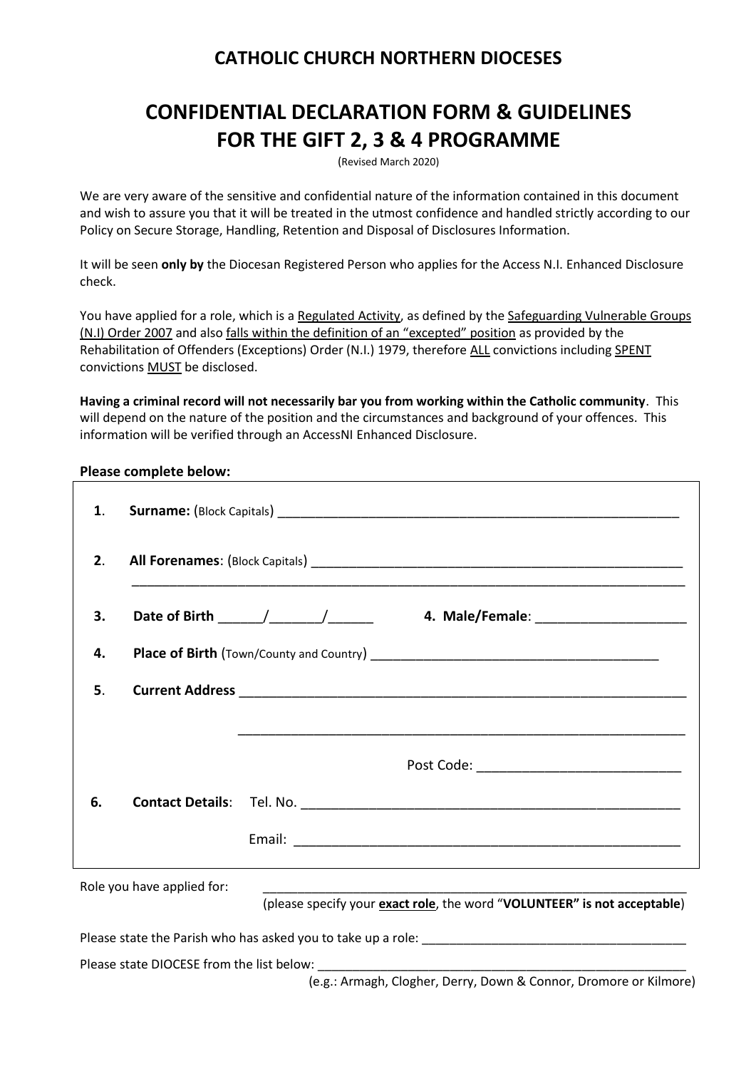## CATHOLIC CHURCH NORTHERN DIOCESES

# CONFIDENTIAL DECLARATION FORM & GUIDELINES FOR THE GIFT 2, 3 & 4 PROGRAMME

(Revised March 2020)

We are very aware of the sensitive and confidential nature of the information contained in this document and wish to assure you that it will be treated in the utmost confidence and handled strictly according to our Policy on Secure Storage, Handling, Retention and Disposal of Disclosures Information.

It will be seen **only by** the Diocesan Registered Person who applies for the Access N.I. Enhanced Disclosure check.

You have applied for a role, which is a Regulated Activity, as defined by the Safeguarding Vulnerable Groups (N.I) Order 2007 and also falls within the definition of an "excepted" position as provided by the Rehabilitation of Offenders (Exceptions) Order (N.I.) 1979, therefore ALL convictions including SPENT convictions MUST be disclosed.

**Having a criminal record will not necessarily bar you from working within the Catholic community**. This will depend on the nature of the position and the circumstances and background of your offences. This information will be verified through an AccessNI Enhanced Disclosure.

**Please complete below:**

1. **Surname:** (Block Capitals) ______________________________________________

2. **All Forenames**: (Block Capitals) ______________________________________________
______________________________________________

3. **Date of Birth** ______/_______/______ **4. Male/Female**: ____________________

4. **Place of Birth** (Town/County and Country) ________________________________________

5. **Current Address** ______________________________________________
______________________________________________
Post Code: ___________________________

6. **Contact Details**: Tel. No. ______________________________________________
Email: ______________________________________________

Role you have applied for: ______________________________________________
(please specify your **exact role**, the word "**VOLUNTEER" is not acceptable**)

Please state the Parish who has asked you to take up a role: _____________________________________

Please state DIOCESE from the list below: ______________________________________________
(e.g.: Armagh, Clogher, Derry, Down & Connor, Dromore or Kilmore)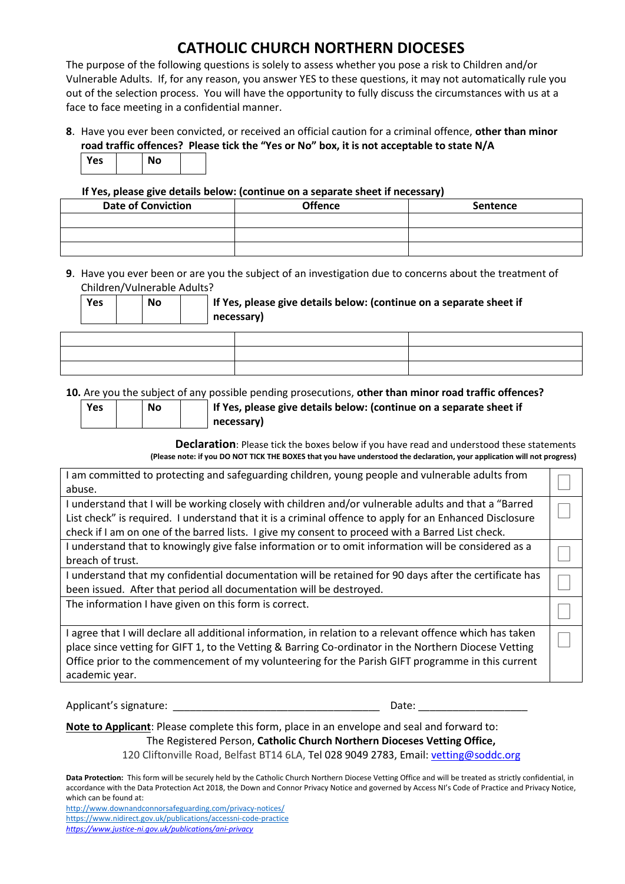# CATHOLIC CHURCH NORTHERN DIOCESES

The purpose of the following questions is solely to assess whether you pose a risk to Children and/or Vulnerable Adults. If, for any reason, you answer YES to these questions, it may not automatically rule you out of the selection process. You will have the opportunity to fully discuss the circumstances with us at a face to face meeting in a confidential manner.

**8**. Have you ever been convicted, or received an official caution for a criminal offence, **other than minor road traffic offences? Please tick the "Yes or No" box, it is not acceptable to state N/A**

| Yes | | No | |
|---|---|---|---|

**If Yes, please give details below: (continue on a separate sheet if necessary)**

| Date of Conviction | Offence | Sentence |
|---|---|---|
| | | |
| | | |
| | | |

**9**. Have you ever been or are you the subject of an investigation due to concerns about the treatment of Children/Vulnerable Adults?

| Yes | | No | |
|---|---|---|---|

**If Yes, please give details below: (continue on a separate sheet if necessary)**

| | | |
|---|---|---|
| | | |
| | | |
| | | |

**10.** Are you the subject of any possible pending prosecutions, **other than minor road traffic offences?**

| Yes | | No | |
|---|---|---|---|

**If Yes, please give details below: (continue on a separate sheet if necessary)**

**Declaration**: Please tick the boxes below if you have read and understood these statements
**(Please note: if you DO NOT TICK THE BOXES that you have understood the declaration, your application will not progress)**

| Statement | ☐ |
|---|---|
| I am committed to protecting and safeguarding children, young people and vulnerable adults from abuse. | ☐ |
| I understand that I will be working closely with children and/or vulnerable adults and that a "Barred List check" is required. I understand that it is a criminal offence to apply for an Enhanced Disclosure check if I am on one of the barred lists. I give my consent to proceed with a Barred List check. | ☐ |
| I understand that to knowingly give false information or to omit information will be considered as a breach of trust. | ☐ |
| I understand that my confidential documentation will be retained for 90 days after the certificate has been issued. After that period all documentation will be destroyed. | ☐ |
| The information I have given on this form is correct. | ☐ |
| I agree that I will declare all additional information, in relation to a relevant offence which has taken place since vetting for GIFT 1, to the Vetting & Barring Co-ordinator in the Northern Diocese Vetting Office prior to the commencement of my volunteering for the Parish GIFT programme in this current academic year. | ☐ |

Applicant's signature: ___________________________________ Date: __________________

**Note to Applicant**: Please complete this form, place in an envelope and seal and forward to:
The Registered Person, **Catholic Church Northern Dioceses Vetting Office,**
120 Cliftonville Road, Belfast BT14 6LA, Tel 028 9049 2783, Email: vetting@soddc.org

**Data Protection:** This form will be securely held by the Catholic Church Northern Diocese Vetting Office and will be treated as strictly confidential, in accordance with the Data Protection Act 2018, the Down and Connor Privacy Notice and governed by Access NI's Code of Practice and Privacy Notice, which can be found at:

http://www.downandconnorsafeguarding.com/privacy-notices/
https://www.nidirect.gov.uk/publications/accessni-code-practice
*https://www.justice-ni.gov.uk/publications/ani-privacy*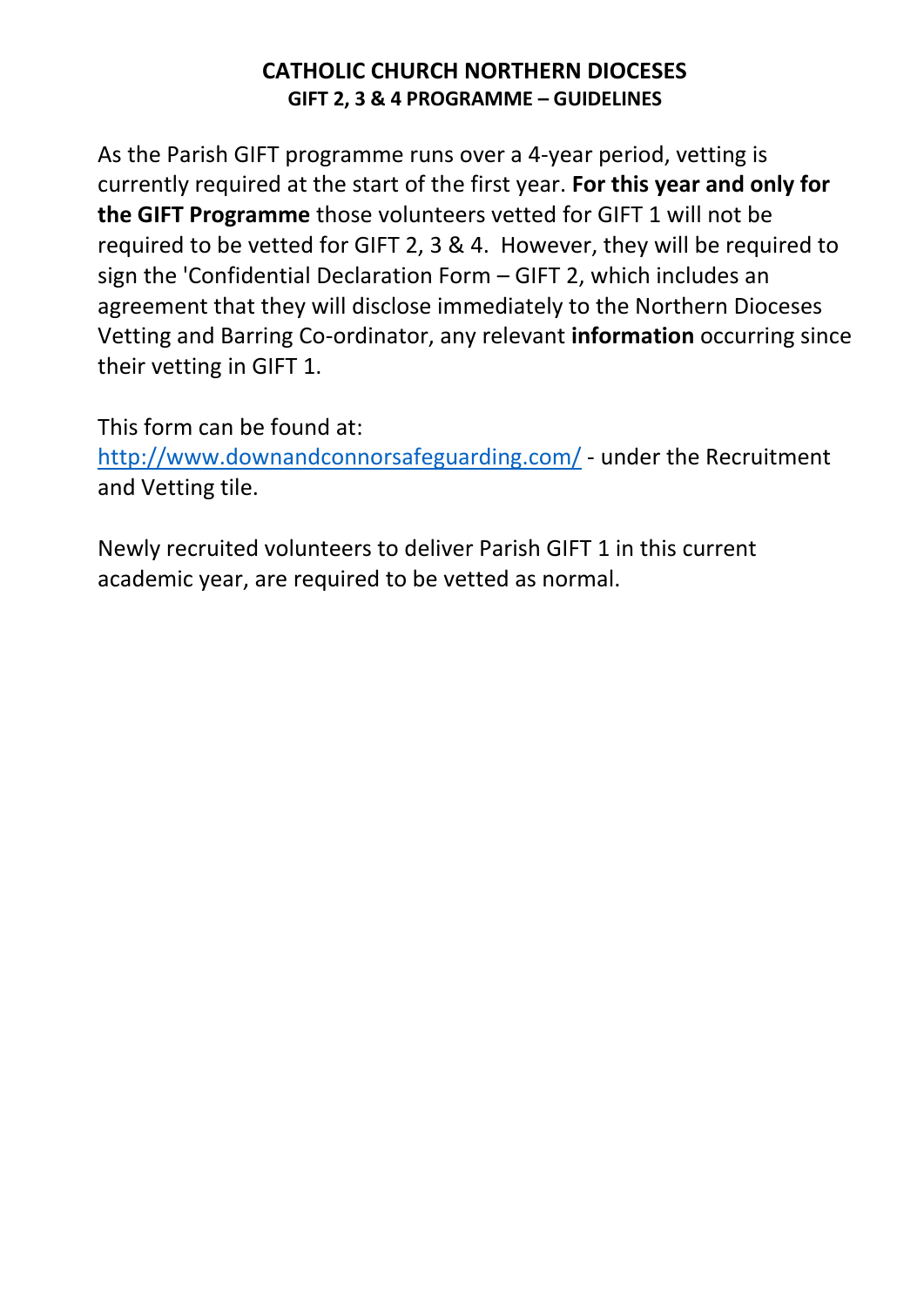# CATHOLIC CHURCH NORTHERN DIOCESES

## GIFT 2, 3 & 4 PROGRAMME – GUIDELINES

As the Parish GIFT programme runs over a 4-year period, vetting is currently required at the start of the first year. **For this year and only for the GIFT Programme** those volunteers vetted for GIFT 1 will not be required to be vetted for GIFT 2, 3 & 4. However, they will be required to sign the 'Confidential Declaration Form – GIFT 2, which includes an agreement that they will disclose immediately to the Northern Dioceses Vetting and Barring Co-ordinator, any relevant **information** occurring since their vetting in GIFT 1.

This form can be found at:
[http://www.downandconnorsafeguarding.com/](http://www.downandconnorsafeguarding.com/) - under the Recruitment and Vetting tile.

Newly recruited volunteers to deliver Parish GIFT 1 in this current academic year, are required to be vetted as normal.